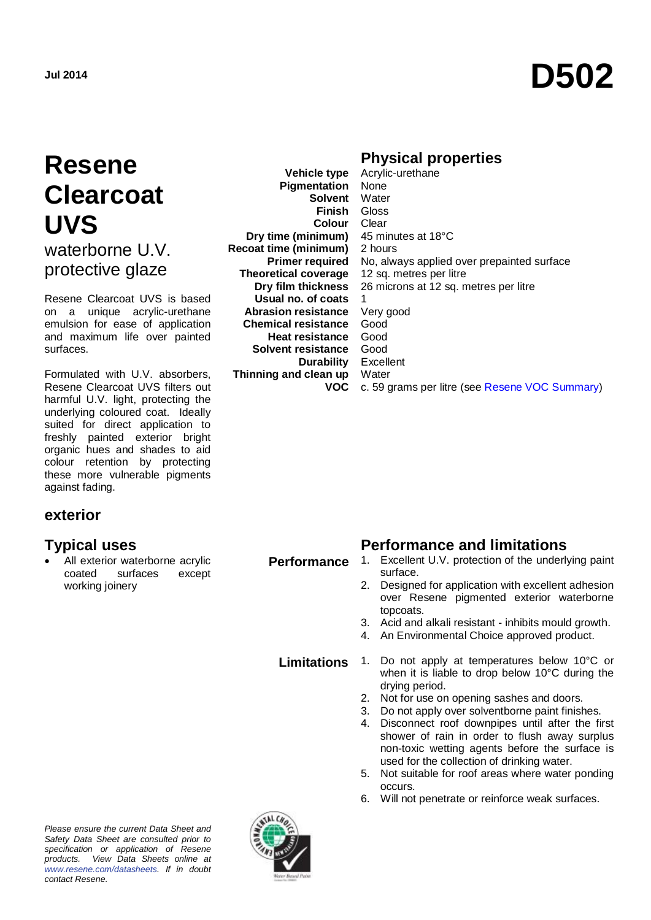Jul 2014

# D502

# Resene Clearcoat UVS

## waterborne U.V. protective glaze

Resene Clearcoat UVS is based on a unique acrylic-urethane emulsion for ease of application and maximum life over painted surfaces.

Formulated with U.V. absorbers, Resene Clearcoat UVS filters out harmful U.V. light, protecting the underlying coloured coat. Ideally suited for direct application to freshly painted exterior bright organic hues and shades to aid colour retention by protecting these more vulnerable pigments against fading.

## exterior

## Physical properties

| | |
|---|---|
| **Vehicle type** | Acrylic-urethane |
| **Pigmentation** | None |
| **Solvent** | Water |
| **Finish** | Gloss |
| **Colour** | Clear |
| **Dry time (minimum)** | 45 minutes at 18°C |
| **Recoat time (minimum)** | 2 hours |
| **Primer required** | No, always applied over prepainted surface |
| **Theoretical coverage** | 12 sq. metres per litre |
| **Dry film thickness** | 26 microns at 12 sq. metres per litre |
| **Usual no. of coats** | 1 |
| **Abrasion resistance** | Very good |
| **Chemical resistance** | Good |
| **Heat resistance** | Good |
| **Solvent resistance** | Good |
| **Durability** | Excellent |
| **Thinning and clean up** | Water |
| **VOC** | c. 59 grams per litre (see Resene VOC Summary) |

## Typical uses

- All exterior waterborne acrylic coated surfaces except working joinery

## Performance and limitations

**Performance**

1. Excellent U.V. protection of the underlying paint surface.
2. Designed for application with excellent adhesion over Resene pigmented exterior waterborne topcoats.
3. Acid and alkali resistant - inhibits mould growth.
4. An Environmental Choice approved product.

**Limitations**

1. Do not apply at temperatures below 10°C or when it is liable to drop below 10°C during the drying period.
2. Not for use on opening sashes and doors.
3. Do not apply over solventborne paint finishes.
4. Disconnect roof downpipes until after the first shower of rain in order to flush away surplus non-toxic wetting agents before the surface is used for the collection of drinking water.
5. Not suitable for roof areas where water ponding occurs.
6. Will not penetrate or reinforce weak surfaces.

*Please ensure the current Data Sheet and Safety Data Sheet are consulted prior to specification or application of Resene products. View Data Sheets online at www.resene.com/datasheets. If in doubt contact Resene.*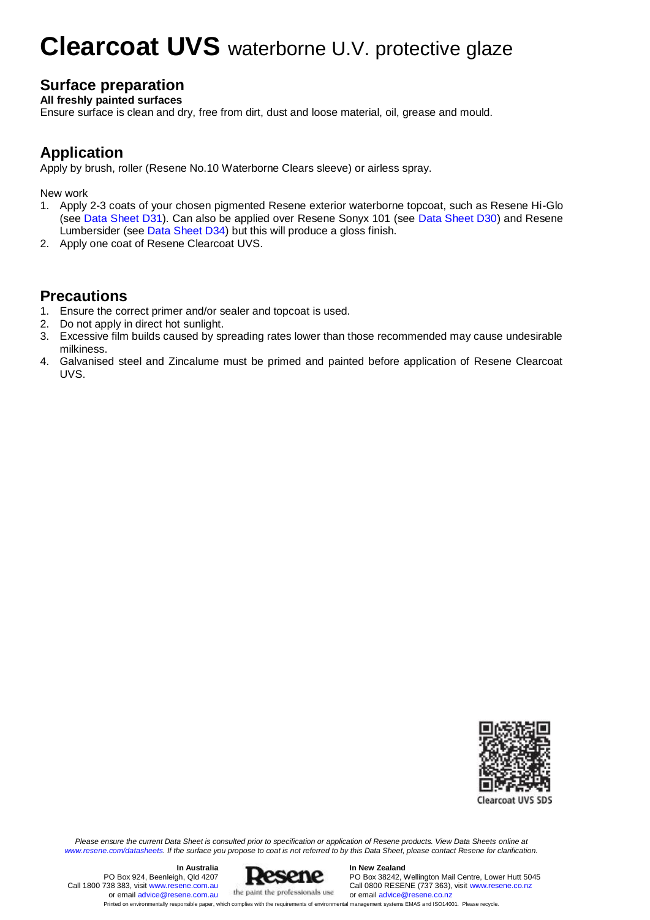# Clearcoat UVS waterborne U.V. protective glaze

## Surface preparation

**All freshly painted surfaces**

Ensure surface is clean and dry, free from dirt, dust and loose material, oil, grease and mould.

## Application

Apply by brush, roller (Resene No.10 Waterborne Clears sleeve) or airless spray.

New work

1. Apply 2-3 coats of your chosen pigmented Resene exterior waterborne topcoat, such as Resene Hi-Glo (see Data Sheet D31). Can also be applied over Resene Sonyx 101 (see Data Sheet D30) and Resene Lumbersider (see Data Sheet D34) but this will produce a gloss finish.
2. Apply one coat of Resene Clearcoat UVS.

## Precautions

1. Ensure the correct primer and/or sealer and topcoat is used.
2. Do not apply in direct hot sunlight.
3. Excessive film builds caused by spreading rates lower than those recommended may cause undesirable milkiness.
4. Galvanised steel and Zincalume must be primed and painted before application of Resene Clearcoat UVS.

Clearcoat UVS SDS

*Please ensure the current Data Sheet is consulted prior to specification or application of Resene products. View Data Sheets online at www.resene.com/datasheets. If the surface you propose to coat is not referred to by this Data Sheet, please contact Resene for clarification.*

**In Australia**
PO Box 924, Beenleigh, Qld 4207
Call 1800 738 383, visit www.resene.com.au
or email advice@resene.com.au

Resene
the paint the professionals use

**In New Zealand**
PO Box 38242, Wellington Mail Centre, Lower Hutt 5045
Call 0800 RESENE (737 363), visit www.resene.co.nz
or email advice@resene.co.nz

Printed on environmentally responsible paper, which complies with the requirements of environmental management systems EMAS and ISO14001. Please recycle.